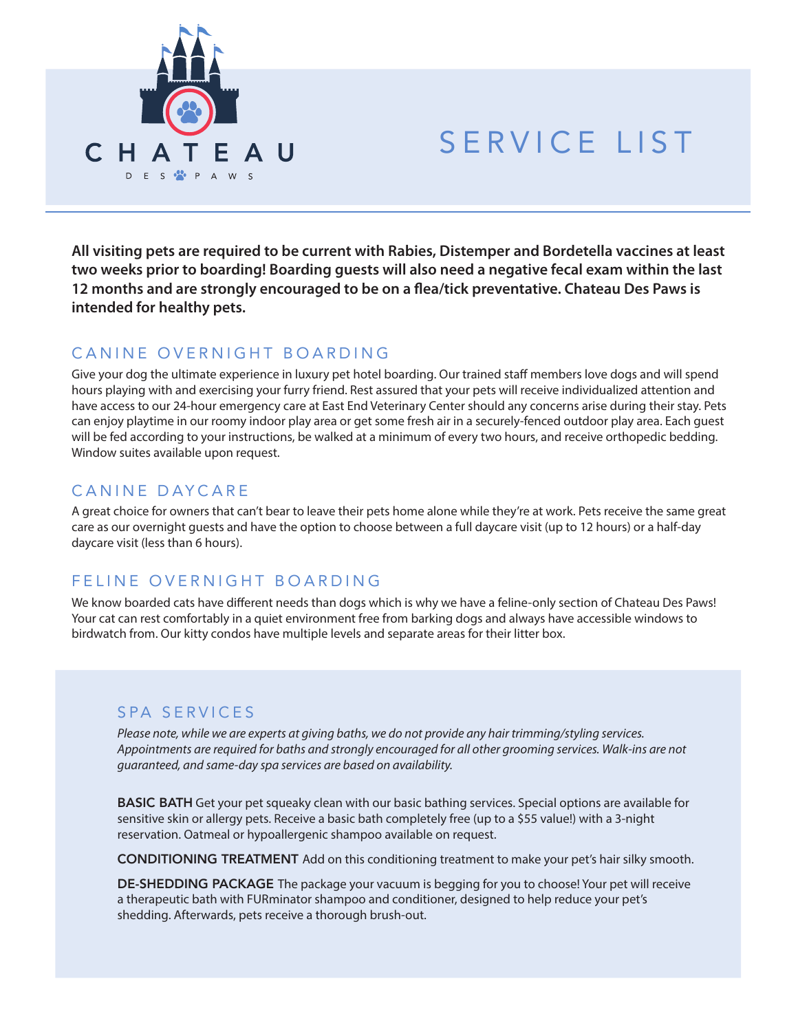CHATEAU

DES PAWS

# SERVICE LIST

**All visiting pets are required to be current with Rabies, Distemper and Bordetella vaccines at least two weeks prior to boarding! Boarding guests will also need a negative fecal exam within the last 12 months and are strongly encouraged to be on a flea/tick preventative. Chateau Des Paws is intended for healthy pets.**

## CANINE OVERNIGHT BOARDING

Give your dog the ultimate experience in luxury pet hotel boarding. Our trained staff members love dogs and will spend hours playing with and exercising your furry friend. Rest assured that your pets will receive individualized attention and have access to our 24-hour emergency care at East End Veterinary Center should any concerns arise during their stay. Pets can enjoy playtime in our roomy indoor play area or get some fresh air in a securely-fenced outdoor play area. Each guest will be fed according to your instructions, be walked at a minimum of every two hours, and receive orthopedic bedding. Window suites available upon request.

## CANINE DAYCARE

A great choice for owners that can't bear to leave their pets home alone while they're at work. Pets receive the same great care as our overnight guests and have the option to choose between a full daycare visit (up to 12 hours) or a half-day daycare visit (less than 6 hours).

## FELINE OVERNIGHT BOARDING

We know boarded cats have different needs than dogs which is why we have a feline-only section of Chateau Des Paws! Your cat can rest comfortably in a quiet environment free from barking dogs and always have accessible windows to birdwatch from. Our kitty condos have multiple levels and separate areas for their litter box.

## SPA SERVICES

*Please note, while we are experts at giving baths, we do not provide any hair trimming/styling services. Appointments are required for baths and strongly encouraged for all other grooming services. Walk-ins are not guaranteed, and same-day spa services are based on availability.*

**BASIC BATH** Get your pet squeaky clean with our basic bathing services. Special options are available for sensitive skin or allergy pets. Receive a basic bath completely free (up to a $55 value!) with a 3-night reservation. Oatmeal or hypoallergenic shampoo available on request.

**CONDITIONING TREATMENT** Add on this conditioning treatment to make your pet's hair silky smooth.

**DE-SHEDDING PACKAGE** The package your vacuum is begging for you to choose! Your pet will receive a therapeutic bath with FURminator shampoo and conditioner, designed to help reduce your pet's shedding. Afterwards, pets receive a thorough brush-out.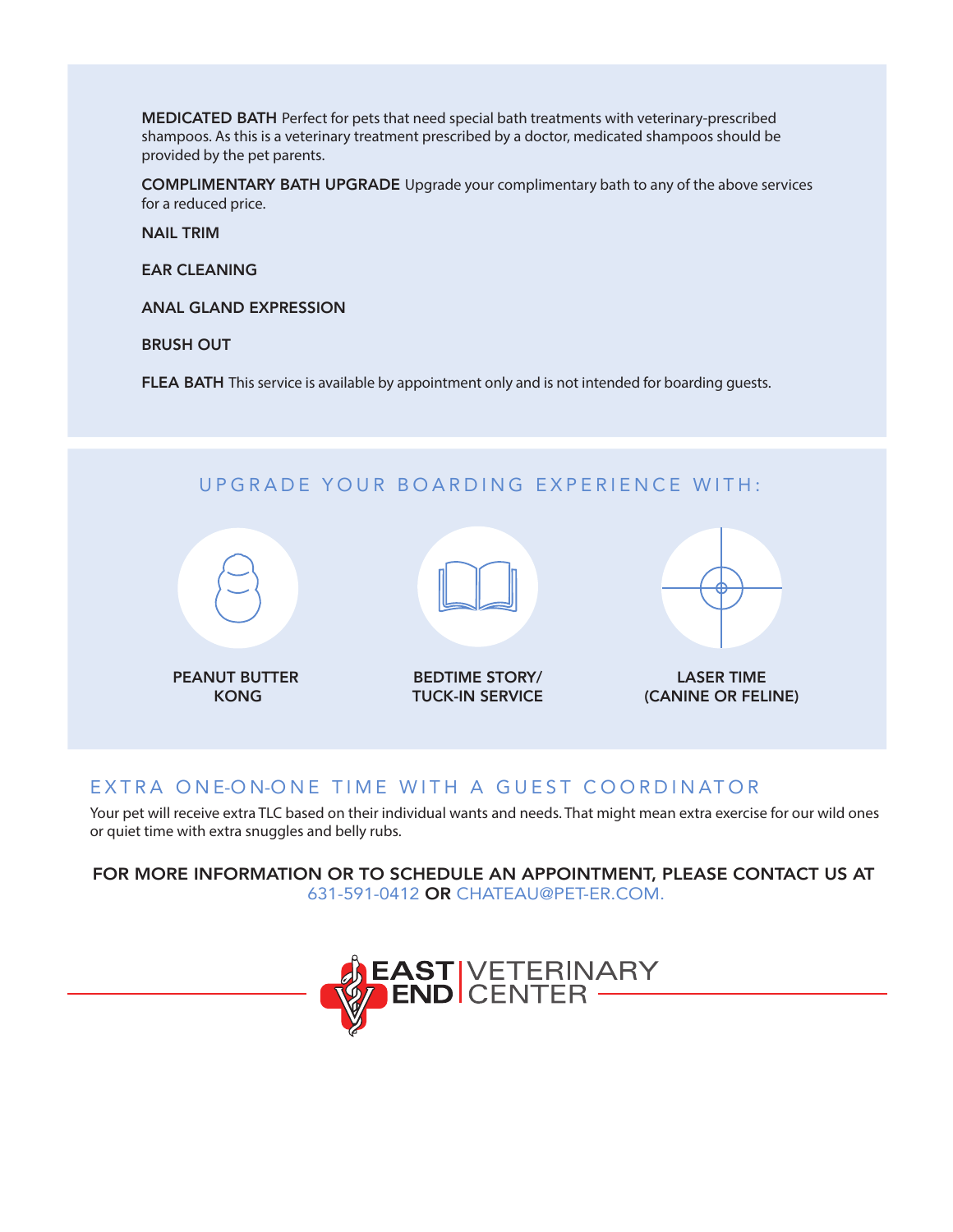**MEDICATED BATH** Perfect for pets that need special bath treatments with veterinary-prescribed shampoos. As this is a veterinary treatment prescribed by a doctor, medicated shampoos should be provided by the pet parents.

**COMPLIMENTARY BATH UPGRADE** Upgrade your complimentary bath to any of the above services for a reduced price.

**NAIL TRIM**

**EAR CLEANING**

**ANAL GLAND EXPRESSION**

**BRUSH OUT**

**FLEA BATH** This service is available by appointment only and is not intended for boarding guests.

## UPGRADE YOUR BOARDING EXPERIENCE WITH:

**PEANUT BUTTER KONG**

**BEDTIME STORY/ TUCK-IN SERVICE**

**LASER TIME (CANINE OR FELINE)**

## EXTRA ONE-ON-ONE TIME WITH A GUEST COORDINATOR

Your pet will receive extra TLC based on their individual wants and needs. That might mean extra exercise for our wild ones or quiet time with extra snuggles and belly rubs.

**FOR MORE INFORMATION OR TO SCHEDULE AN APPOINTMENT, PLEASE CONTACT US AT** 631-591-0412 **OR** CHATEAU@PET-ER.COM.

EAST END | VETERINARY CENTER